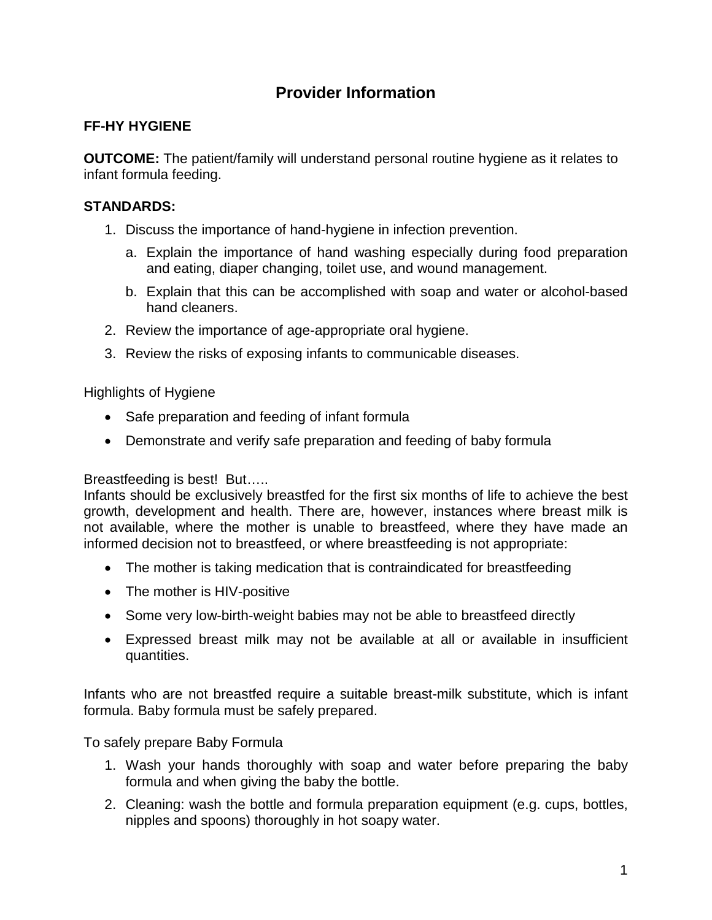# Provider Information

## FF-HY HYGIENE

**OUTCOME:** The patient/family will understand personal routine hygiene as it relates to infant formula feeding.

**STANDARDS:**

1. Discuss the importance of hand-hygiene in infection prevention.
    a. Explain the importance of hand washing especially during food preparation and eating, diaper changing, toilet use, and wound management.
    b. Explain that this can be accomplished with soap and water or alcohol-based hand cleaners.
2. Review the importance of age-appropriate oral hygiene.
3. Review the risks of exposing infants to communicable diseases.

Highlights of Hygiene

- Safe preparation and feeding of infant formula
- Demonstrate and verify safe preparation and feeding of baby formula

Breastfeeding is best! But…..
Infants should be exclusively breastfed for the first six months of life to achieve the best growth, development and health. There are, however, instances where breast milk is not available, where the mother is unable to breastfeed, where they have made an informed decision not to breastfeed, or where breastfeeding is not appropriate:

- The mother is taking medication that is contraindicated for breastfeeding
- The mother is HIV-positive
- Some very low-birth-weight babies may not be able to breastfeed directly
- Expressed breast milk may not be available at all or available in insufficient quantities.

Infants who are not breastfed require a suitable breast-milk substitute, which is infant formula. Baby formula must be safely prepared.

To safely prepare Baby Formula

1. Wash your hands thoroughly with soap and water before preparing the baby formula and when giving the baby the bottle.
2. Cleaning: wash the bottle and formula preparation equipment (e.g. cups, bottles, nipples and spoons) thoroughly in hot soapy water.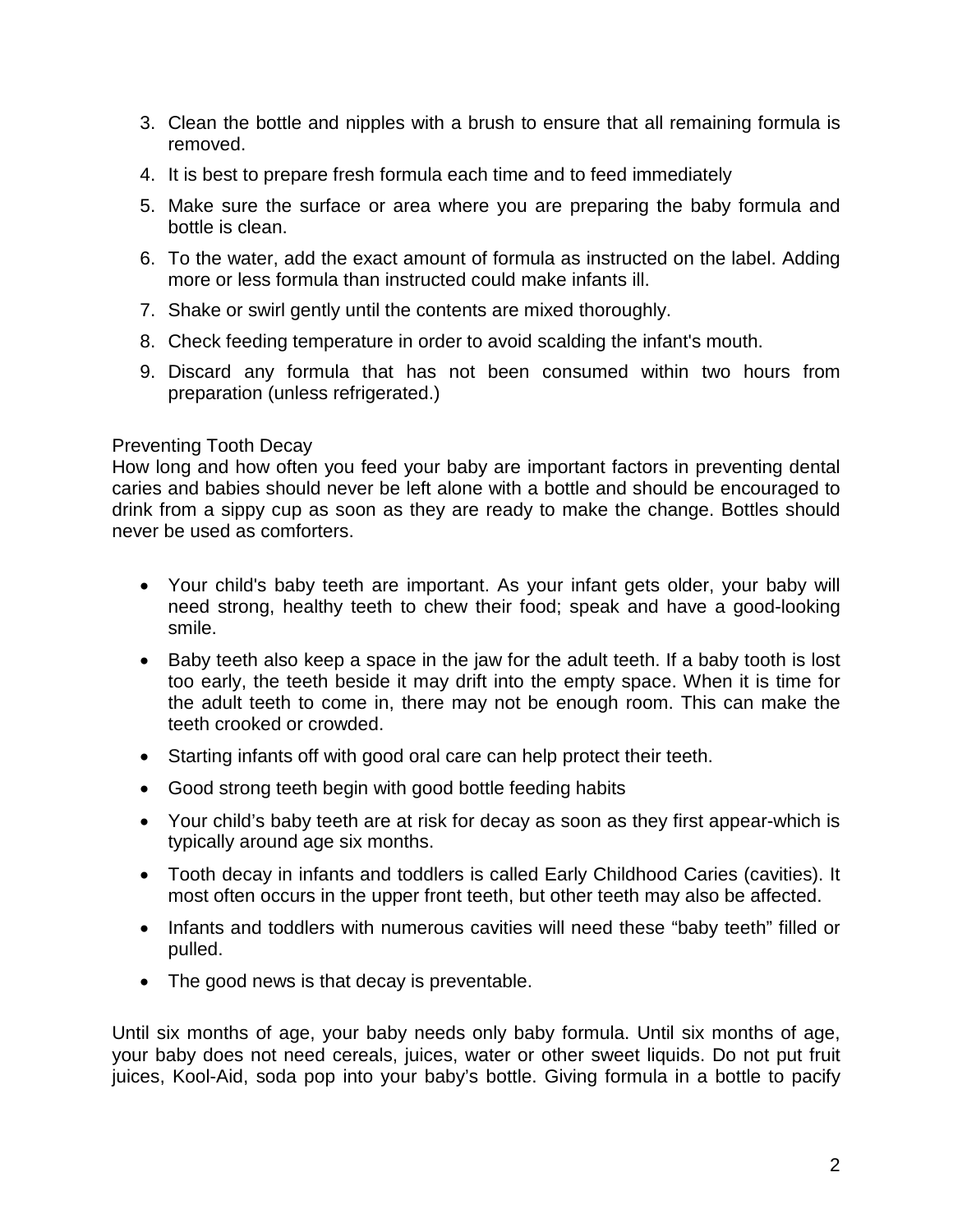3. Clean the bottle and nipples with a brush to ensure that all remaining formula is removed.
4. It is best to prepare fresh formula each time and to feed immediately
5. Make sure the surface or area where you are preparing the baby formula and bottle is clean.
6. To the water, add the exact amount of formula as instructed on the label. Adding more or less formula than instructed could make infants ill.
7. Shake or swirl gently until the contents are mixed thoroughly.
8. Check feeding temperature in order to avoid scalding the infant's mouth.
9. Discard any formula that has not been consumed within two hours from preparation (unless refrigerated.)

Preventing Tooth Decay
How long and how often you feed your baby are important factors in preventing dental caries and babies should never be left alone with a bottle and should be encouraged to drink from a sippy cup as soon as they are ready to make the change. Bottles should never be used as comforters.

- Your child's baby teeth are important. As your infant gets older, your baby will need strong, healthy teeth to chew their food; speak and have a good-looking smile.
- Baby teeth also keep a space in the jaw for the adult teeth. If a baby tooth is lost too early, the teeth beside it may drift into the empty space. When it is time for the adult teeth to come in, there may not be enough room. This can make the teeth crooked or crowded.
- Starting infants off with good oral care can help protect their teeth.
- Good strong teeth begin with good bottle feeding habits
- Your child's baby teeth are at risk for decay as soon as they first appear-which is typically around age six months.
- Tooth decay in infants and toddlers is called Early Childhood Caries (cavities). It most often occurs in the upper front teeth, but other teeth may also be affected.
- Infants and toddlers with numerous cavities will need these "baby teeth" filled or pulled.
- The good news is that decay is preventable.

Until six months of age, your baby needs only baby formula. Until six months of age, your baby does not need cereals, juices, water or other sweet liquids. Do not put fruit juices, Kool-Aid, soda pop into your baby's bottle. Giving formula in a bottle to pacify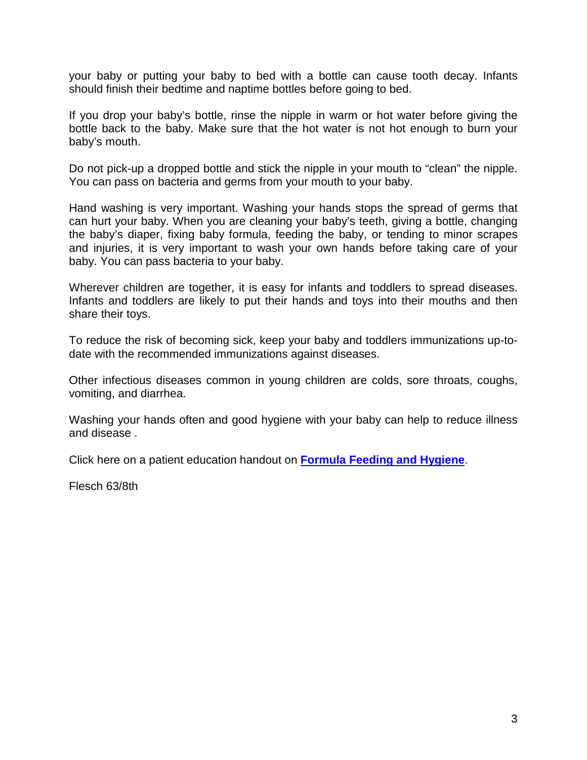your baby or putting your baby to bed with a bottle can cause tooth decay. Infants should finish their bedtime and naptime bottles before going to bed.

If you drop your baby's bottle, rinse the nipple in warm or hot water before giving the bottle back to the baby. Make sure that the hot water is not hot enough to burn your baby's mouth.

Do not pick-up a dropped bottle and stick the nipple in your mouth to "clean" the nipple. You can pass on bacteria and germs from your mouth to your baby.

Hand washing is very important. Washing your hands stops the spread of germs that can hurt your baby. When you are cleaning your baby's teeth, giving a bottle, changing the baby's diaper, fixing baby formula, feeding the baby, or tending to minor scrapes and injuries, it is very important to wash your own hands before taking care of your baby. You can pass bacteria to your baby.

Wherever children are together, it is easy for infants and toddlers to spread diseases. Infants and toddlers are likely to put their hands and toys into their mouths and then share their toys.

To reduce the risk of becoming sick, keep your baby and toddlers immunizations up-to-date with the recommended immunizations against diseases.

Other infectious diseases common in young children are colds, sore throats, coughs, vomiting, and diarrhea.

Washing your hands often and good hygiene with your baby can help to reduce illness and disease .

Click here on a patient education handout on **Formula Feeding and Hygiene**.

Flesch 63/8th